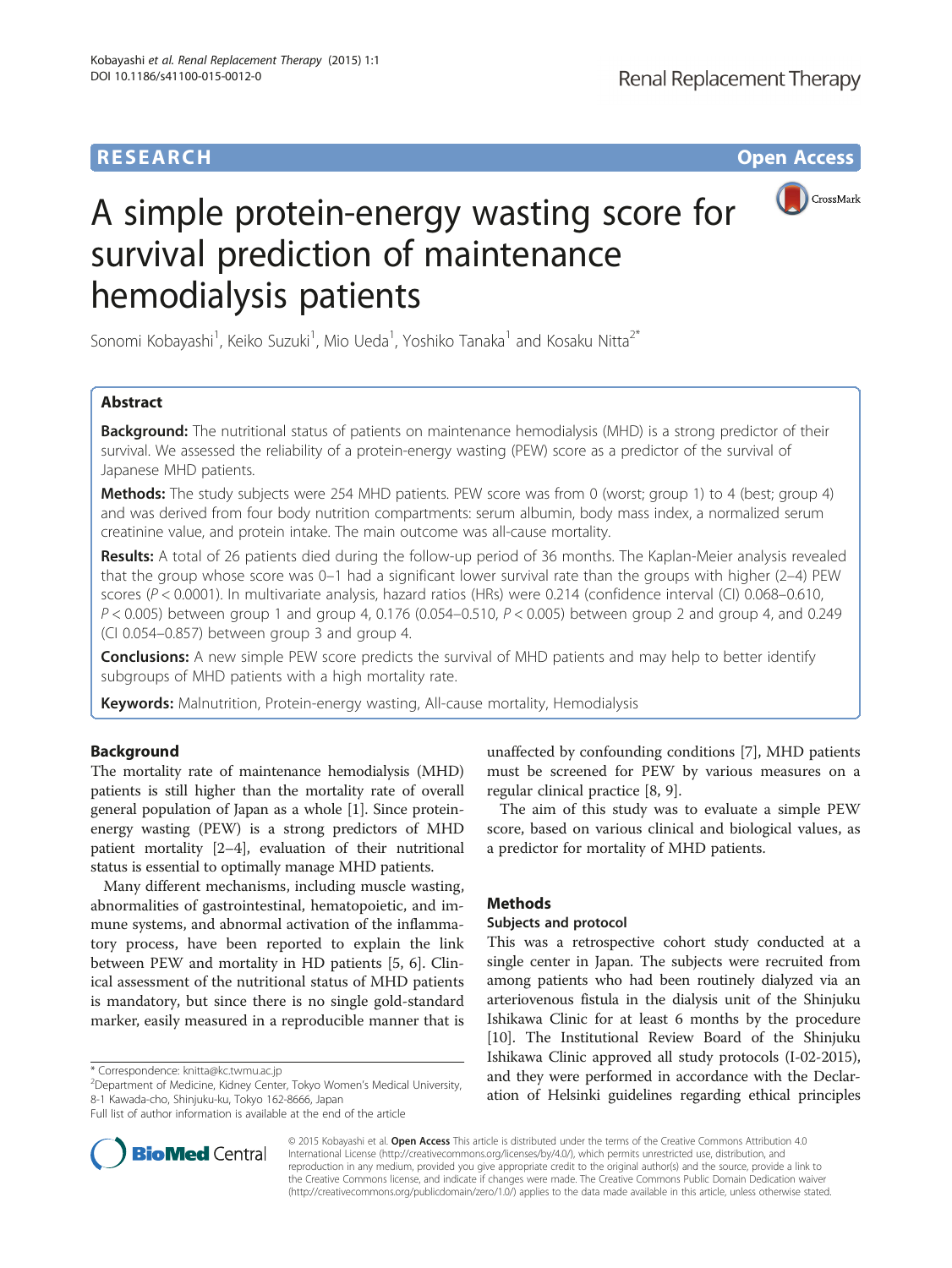**RESEARCH** **Open Access**

# A simple protein-energy wasting score for survival prediction of maintenance hemodialysis patients

Sonomi Kobayashi[1], Keiko Suzuki[1], Mio Ueda[1], Yoshiko Tanaka[1] and Kosaku Nitta[2*]

## Abstract

**Background:** The nutritional status of patients on maintenance hemodialysis (MHD) is a strong predictor of their survival. We assessed the reliability of a protein-energy wasting (PEW) score as a predictor of the survival of Japanese MHD patients.

**Methods:** The study subjects were 254 MHD patients. PEW score was from 0 (worst; group 1) to 4 (best; group 4) and was derived from four body nutrition compartments: serum albumin, body mass index, a normalized serum creatinine value, and protein intake. The main outcome was all-cause mortality.

**Results:** A total of 26 patients died during the follow-up period of 36 months. The Kaplan-Meier analysis revealed that the group whose score was 0–1 had a significant lower survival rate than the groups with higher (2–4) PEW scores ($P < 0.0001$). In multivariate analysis, hazard ratios (HRs) were 0.214 (confidence interval (CI) 0.068–0.610, $P < 0.005$) between group 1 and group 4, 0.176 (0.054–0.510, $P < 0.005$) between group 2 and group 4, and 0.249 (CI 0.054–0.857) between group 3 and group 4.

**Conclusions:** A new simple PEW score predicts the survival of MHD patients and may help to better identify subgroups of MHD patients with a high mortality rate.

**Keywords:** Malnutrition, Protein-energy wasting, All-cause mortality, Hemodialysis

## Background

The mortality rate of maintenance hemodialysis (MHD) patients is still higher than the mortality rate of overall general population of Japan as a whole [1]. Since protein-energy wasting (PEW) is a strong predictors of MHD patient mortality [2–4], evaluation of their nutritional status is essential to optimally manage MHD patients.

Many different mechanisms, including muscle wasting, abnormalities of gastrointestinal, hematopoietic, and immune systems, and abnormal activation of the inflammatory process, have been reported to explain the link between PEW and mortality in HD patients [5, 6]. Clinical assessment of the nutritional status of MHD patients is mandatory, but since there is no single gold-standard marker, easily measured in a reproducible manner that is unaffected by confounding conditions [7], MHD patients must be screened for PEW by various measures on a regular clinical practice [8, 9].

The aim of this study was to evaluate a simple PEW score, based on various clinical and biological values, as a predictor for mortality of MHD patients.

## Methods

### Subjects and protocol

This was a retrospective cohort study conducted at a single center in Japan. The subjects were recruited from among patients who had been routinely dialyzed via an arteriovenous fistula in the dialysis unit of the Shinjuku Ishikawa Clinic for at least 6 months by the procedure [10]. The Institutional Review Board of the Shinjuku Ishikawa Clinic approved all study protocols (I-02-2015), and they were performed in accordance with the Declaration of Helsinki guidelines regarding ethical principles

\* Correspondence: knitta@kc.twmu.ac.jp
[2]Department of Medicine, Kidney Center, Tokyo Women's Medical University, 8-1 Kawada-cho, Shinjuku-ku, Tokyo 162-8666, Japan
Full list of author information is available at the end of the article

© 2015 Kobayashi et al. **Open Access** This article is distributed under the terms of the Creative Commons Attribution 4.0 International License (http://creativecommons.org/licenses/by/4.0/), which permits unrestricted use, distribution, and reproduction in any medium, provided you give appropriate credit to the original author(s) and the source, provide a link to the Creative Commons license, and indicate if changes were made. The Creative Commons Public Domain Dedication waiver (http://creativecommons.org/publicdomain/zero/1.0/) applies to the data made available in this article, unless otherwise stated.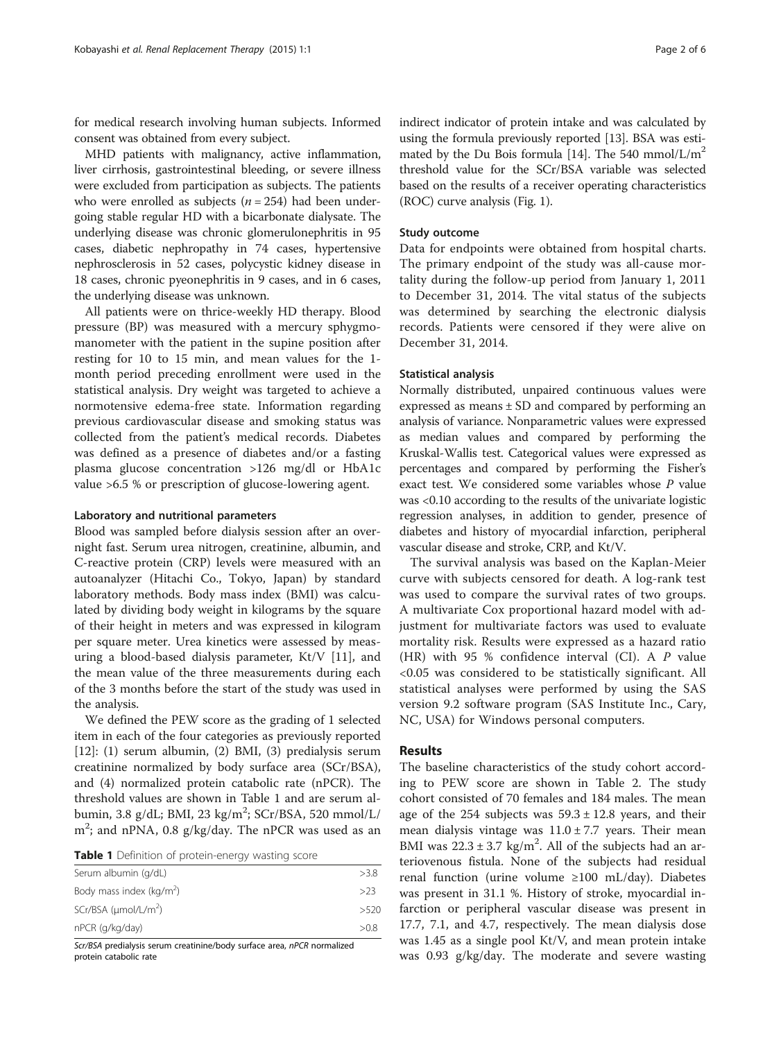for medical research involving human subjects. Informed consent was obtained from every subject.

MHD patients with malignancy, active inflammation, liver cirrhosis, gastrointestinal bleeding, or severe illness were excluded from participation as subjects. The patients who were enrolled as subjects ($n = 254$) had been undergoing stable regular HD with a bicarbonate dialysate. The underlying disease was chronic glomerulonephritis in 95 cases, diabetic nephropathy in 74 cases, hypertensive nephrosclerosis in 52 cases, polycystic kidney disease in 18 cases, chronic pyeonephritis in 9 cases, and in 6 cases, the underlying disease was unknown.

All patients were on thrice-weekly HD therapy. Blood pressure (BP) was measured with a mercury sphygmomanometer with the patient in the supine position after resting for 10 to 15 min, and mean values for the 1-month period preceding enrollment were used in the statistical analysis. Dry weight was targeted to achieve a normotensive edema-free state. Information regarding previous cardiovascular disease and smoking status was collected from the patient's medical records. Diabetes was defined as a presence of diabetes and/or a fasting plasma glucose concentration >126 mg/dl or HbA1c value >6.5 % or prescription of glucose-lowering agent.

#### Laboratory and nutritional parameters

Blood was sampled before dialysis session after an overnight fast. Serum urea nitrogen, creatinine, albumin, and C-reactive protein (CRP) levels were measured with an autoanalyzer (Hitachi Co., Tokyo, Japan) by standard laboratory methods. Body mass index (BMI) was calculated by dividing body weight in kilograms by the square of their height in meters and was expressed in kilogram per square meter. Urea kinetics were assessed by measuring a blood-based dialysis parameter, Kt/V [11], and the mean value of the three measurements during each of the 3 months before the start of the study was used in the analysis.

We defined the PEW score as the grading of 1 selected item in each of the four categories as previously reported [12]: (1) serum albumin, (2) BMI, (3) predialysis serum creatinine normalized by body surface area (SCr/BSA), and (4) normalized protein catabolic rate (nPCR). The threshold values are shown in Table 1 and are serum albumin, 3.8 g/dL; BMI, 23 kg/m$^2$; SCr/BSA, 520 mmol/L/m$^2$; and nPNA, 0.8 g/kg/day. The nPCR was used as an indirect indicator of protein intake and was calculated by using the formula previously reported [13]. BSA was estimated by the Du Bois formula [14]. The 540 mmol/L/m$^2$ threshold value for the SCr/BSA variable was selected based on the results of a receiver operating characteristics (ROC) curve analysis (Fig. 1).

**Table 1** Definition of protein-energy wasting score

| | |
|---|---|
| Serum albumin (g/dL) | >3.8 |
| Body mass index (kg/m$^2$) | >23 |
| SCr/BSA (μmol/L/m$^2$) | >520 |
| nPCR (g/kg/day) | >0.8 |

*Scr/BSA* predialysis serum creatinine/body surface area, *nPCR* normalized protein catabolic rate

#### Study outcome

Data for endpoints were obtained from hospital charts. The primary endpoint of the study was all-cause mortality during the follow-up period from January 1, 2011 to December 31, 2014. The vital status of the subjects was determined by searching the electronic dialysis records. Patients were censored if they were alive on December 31, 2014.

#### Statistical analysis

Normally distributed, unpaired continuous values were expressed as means ± SD and compared by performing an analysis of variance. Nonparametric values were expressed as median values and compared by performing the Kruskal-Wallis test. Categorical values were expressed as percentages and compared by performing the Fisher's exact test. We considered some variables whose $P$ value was <0.10 according to the results of the univariate logistic regression analyses, in addition to gender, presence of diabetes and history of myocardial infarction, peripheral vascular disease and stroke, CRP, and Kt/V.

The survival analysis was based on the Kaplan-Meier curve with subjects censored for death. A log-rank test was used to compare the survival rates of two groups. A multivariate Cox proportional hazard model with adjustment for multivariate factors was used to evaluate mortality risk. Results were expressed as a hazard ratio (HR) with 95 % confidence interval (CI). A $P$ value <0.05 was considered to be statistically significant. All statistical analyses were performed by using the SAS version 9.2 software program (SAS Institute Inc., Cary, NC, USA) for Windows personal computers.

## Results

The baseline characteristics of the study cohort according to PEW score are shown in Table 2. The study cohort consisted of 70 females and 184 males. The mean age of the 254 subjects was 59.3 ± 12.8 years, and their mean dialysis vintage was 11.0 ± 7.7 years. Their mean BMI was 22.3 ± 3.7 kg/m$^2$. All of the subjects had an arteriovenous fistula. None of the subjects had residual renal function (urine volume ≥100 mL/day). Diabetes was present in 31.1 %. History of stroke, myocardial infarction or peripheral vascular disease was present in 17.7, 7.1, and 4.7, respectively. The mean dialysis dose was 1.45 as a single pool Kt/V, and mean protein intake was 0.93 g/kg/day. The moderate and severe wasting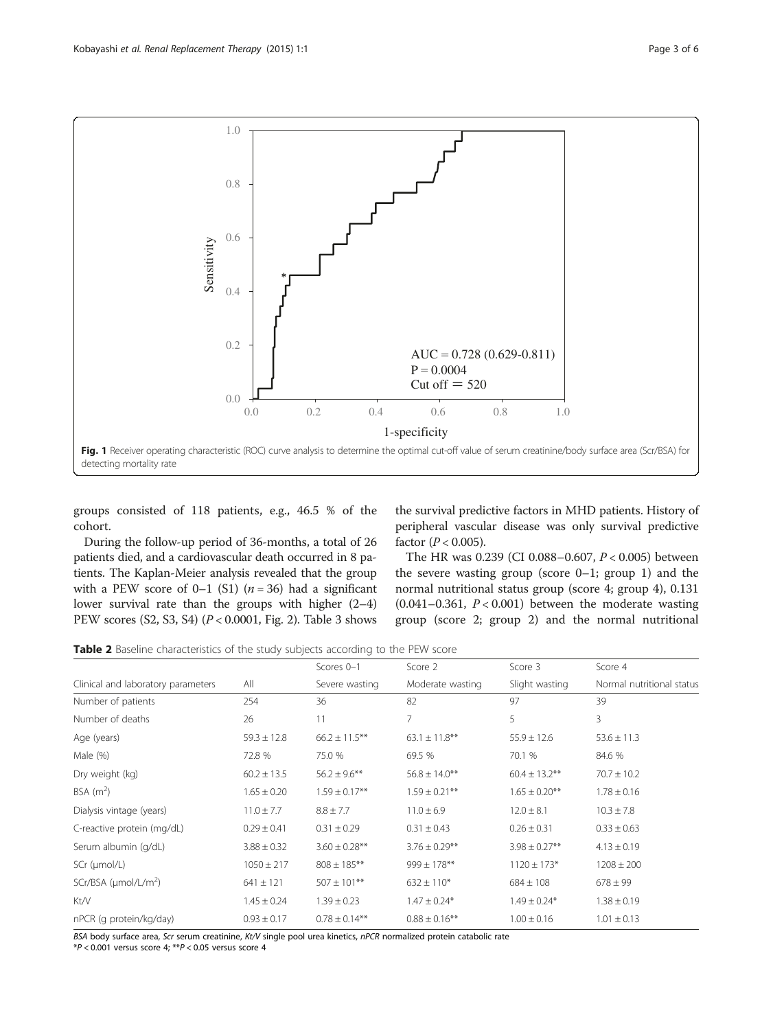Fig. 1 Receiver operating characteristic (ROC) curve analysis to determine the optimal cut-off value of serum creatinine/body surface area (Scr/BSA) for detecting mortality rate

groups consisted of 118 patients, e.g., 46.5 % of the cohort.

During the follow-up period of 36-months, a total of 26 patients died, and a cardiovascular death occurred in 8 patients. The Kaplan-Meier analysis revealed that the group with a PEW score of 0–1 (S1) ($n = 36$) had a significant lower survival rate than the groups with higher (2–4) PEW scores (S2, S3, S4) ($P < 0.0001$, Fig. 2). Table 3 shows the survival predictive factors in MHD patients. History of peripheral vascular disease was only survival predictive factor ($P < 0.005$).

The HR was 0.239 (CI 0.088–0.607, $P < 0.005$) between the severe wasting group (score 0–1; group 1) and the normal nutritional status group (score 4; group 4), 0.131 (0.041–0.361, $P < 0.001$) between the moderate wasting group (score 2; group 2) and the normal nutritional

**Table 2** Baseline characteristics of the study subjects according to the PEW score

| | | Scores 0–1 | Score 2 | Score 3 | Score 4 |
|---|---|---|---|---|---|
| Clinical and laboratory parameters | All | Severe wasting | Moderate wasting | Slight wasting | Normal nutritional status |
| Number of patients | 254 | 36 | 82 | 97 | 39 |
| Number of deaths | 26 | 11 | 7 | 5 | 3 |
| Age (years) | 59.3 ± 12.8 | 66.2 ± 11.5** | 63.1 ± 11.8** | 55.9 ± 12.6 | 53.6 ± 11.3 |
| Male (%) | 72.8 % | 75.0 % | 69.5 % | 70.1 % | 84.6 % |
| Dry weight (kg) | 60.2 ± 13.5 | 56.2 ± 9.6** | 56.8 ± 14.0** | 60.4 ± 13.2** | 70.7 ± 10.2 |
| BSA ($m^2$) | 1.65 ± 0.20 | 1.59 ± 0.17** | 1.59 ± 0.21** | 1.65 ± 0.20** | 1.78 ± 0.16 |
| Dialysis vintage (years) | 11.0 ± 7.7 | 8.8 ± 7.7 | 11.0 ± 6.9 | 12.0 ± 8.1 | 10.3 ± 7.8 |
| C-reactive protein (mg/dL) | 0.29 ± 0.41 | 0.31 ± 0.29 | 0.31 ± 0.43 | 0.26 ± 0.31 | 0.33 ± 0.63 |
| Serum albumin (g/dL) | 3.88 ± 0.32 | 3.60 ± 0.28** | 3.76 ± 0.29** | 3.98 ± 0.27** | 4.13 ± 0.19 |
| SCr (μmol/L) | 1050 ± 217 | 808 ± 185** | 999 ± 178** | 1120 ± 173* | 1208 ± 200 |
| SCr/BSA (μmol/L/$m^2$) | 641 ± 121 | 507 ± 101** | 632 ± 110* | 684 ± 108 | 678 ± 99 |
| Kt/V | 1.45 ± 0.24 | 1.39 ± 0.23 | 1.47 ± 0.24* | 1.49 ± 0.24* | 1.38 ± 0.19 |
| nPCR (g protein/kg/day) | 0.93 ± 0.17 | 0.78 ± 0.14** | 0.88 ± 0.16** | 1.00 ± 0.16 | 1.01 ± 0.13 |

*BSA* body surface area, *Scr* serum creatinine, *Kt/V* single pool urea kinetics, *nPCR* normalized protein catabolic rate
*$P < 0.001$ versus score 4; **$P < 0.05$ versus score 4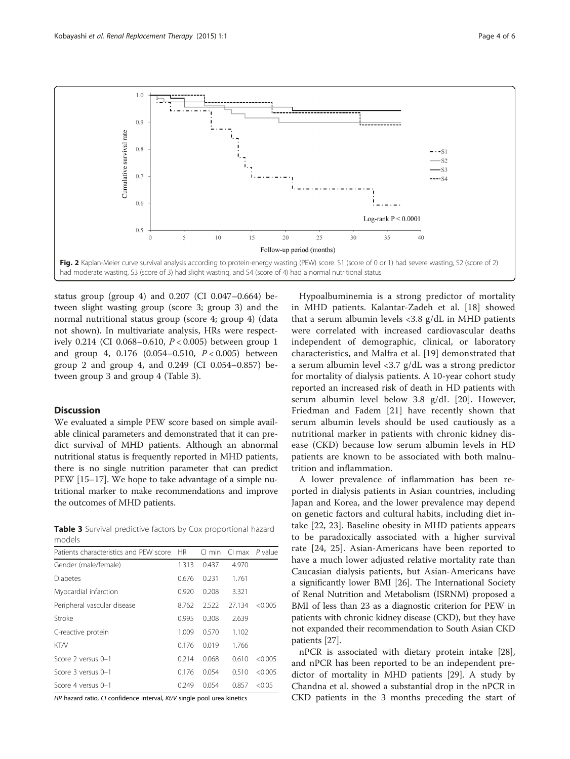Fig. 2 Kaplan-Meier curve survival analysis according to protein-energy wasting (PEW) score. S1 (score of 0 or 1) had severe wasting, S2 (score of 2) had moderate wasting, S3 (score of 3) had slight wasting, and S4 (score of 4) had a normal nutritional status

status group (group 4) and 0.207 (CI 0.047–0.664) between slight wasting group (score 3; group 3) and the normal nutritional status group (score 4; group 4) (data not shown). In multivariate analysis, HRs were respectively 0.214 (CI 0.068–0.610, $P < 0.005$) between group 1 and group 4, 0.176 (0.054–0.510, $P < 0.005$) between group 2 and group 4, and 0.249 (CI 0.054–0.857) between group 3 and group 4 (Table 3).

## Discussion

We evaluated a simple PEW score based on simple available clinical parameters and demonstrated that it can predict survival of MHD patients. Although an abnormal nutritional status is frequently reported in MHD patients, there is no single nutrition parameter that can predict PEW [15–17]. We hope to take advantage of a simple nutritional marker to make recommendations and improve the outcomes of MHD patients.

**Table 3** Survival predictive factors by Cox proportional hazard models

| Patients characteristics and PEW score | HR | CI min | CI max | *P* value |
|---|---|---|---|---|
| Gender (male/female) | 1.313 | 0.437 | 4.970 | |
| Diabetes | 0.676 | 0.231 | 1.761 | |
| Myocardial infarction | 0.920 | 0.208 | 3.321 | |
| Peripheral vascular disease | 8.762 | 2.522 | 27.134 | <0.005 |
| Stroke | 0.995 | 0.308 | 2.639 | |
| C-reactive protein | 1.009 | 0.570 | 1.102 | |
| KT/V | 0.176 | 0.019 | 1.766 | |
| Score 2 versus 0–1 | 0.214 | 0.068 | 0.610 | <0.005 |
| Score 3 versus 0–1 | 0.176 | 0.054 | 0.510 | <0.005 |
| Score 4 versus 0–1 | 0.249 | 0.054 | 0.857 | <0.05 |

*HR* hazard ratio, *CI* confidence interval, *Kt/V* single pool urea kinetics

Hypoalbuminemia is a strong predictor of mortality in MHD patients. Kalantar-Zadeh et al. [18] showed that a serum albumin levels <3.8 g/dL in MHD patients were correlated with increased cardiovascular deaths independent of demographic, clinical, or laboratory characteristics, and Malfra et al. [19] demonstrated that a serum albumin level <3.7 g/dL was a strong predictor for mortality of dialysis patients. A 10-year cohort study reported an increased risk of death in HD patients with serum albumin level below 3.8 g/dL [20]. However, Friedman and Fadem [21] have recently shown that serum albumin levels should be used cautiously as a nutritional marker in patients with chronic kidney disease (CKD) because low serum albumin levels in HD patients are known to be associated with both malnutrition and inflammation.

A lower prevalence of inflammation has been reported in dialysis patients in Asian countries, including Japan and Korea, and the lower prevalence may depend on genetic factors and cultural habits, including diet intake [22, 23]. Baseline obesity in MHD patients appears to be paradoxically associated with a higher survival rate [24, 25]. Asian-Americans have been reported to have a much lower adjusted relative mortality rate than Caucasian dialysis patients, but Asian-Americans have a significantly lower BMI [26]. The International Society of Renal Nutrition and Metabolism (ISRNM) proposed a BMI of less than 23 as a diagnostic criterion for PEW in patients with chronic kidney disease (CKD), but they have not expanded their recommendation to South Asian CKD patients [27].

nPCR is associated with dietary protein intake [28], and nPCR has been reported to be an independent predictor of mortality in MHD patients [29]. A study by Chandna et al. showed a substantial drop in the nPCR in CKD patients in the 3 months preceding the start of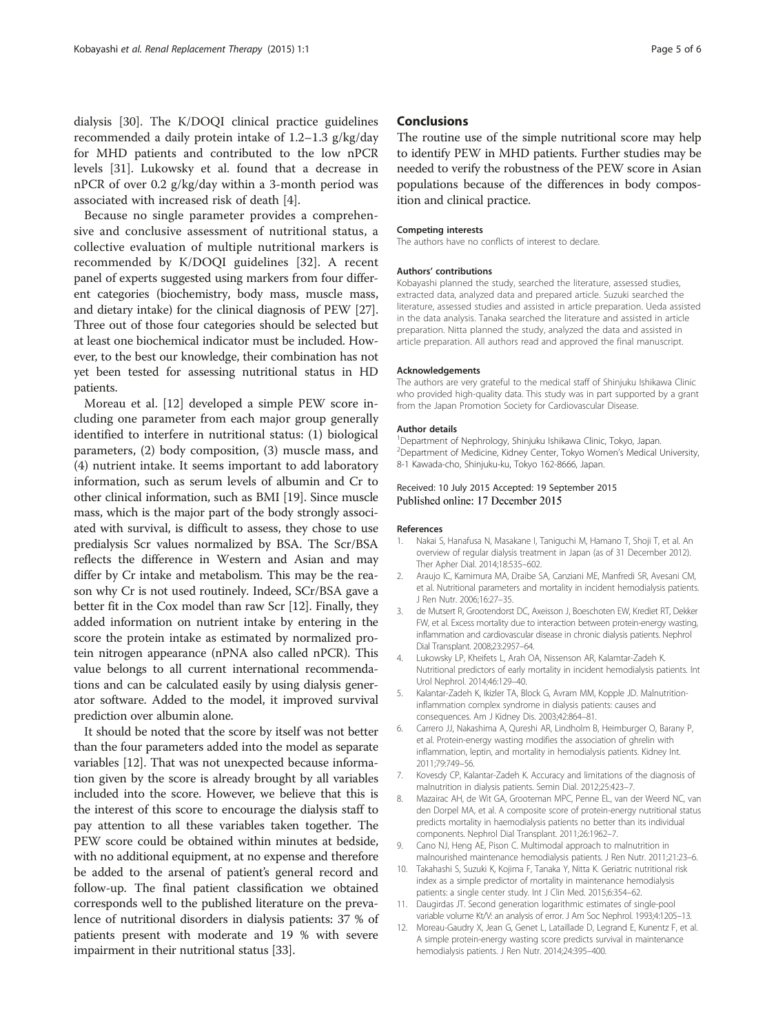dialysis [30]. The K/DOQI clinical practice guidelines recommended a daily protein intake of 1.2–1.3 g/kg/day for MHD patients and contributed to the low nPCR levels [31]. Lukowsky et al. found that a decrease in nPCR of over 0.2 g/kg/day within a 3-month period was associated with increased risk of death [4].

Because no single parameter provides a comprehensive and conclusive assessment of nutritional status, a collective evaluation of multiple nutritional markers is recommended by K/DOQI guidelines [32]. A recent panel of experts suggested using markers from four different categories (biochemistry, body mass, muscle mass, and dietary intake) for the clinical diagnosis of PEW [27]. Three out of those four categories should be selected but at least one biochemical indicator must be included. However, to the best our knowledge, their combination has not yet been tested for assessing nutritional status in HD patients.

Moreau et al. [12] developed a simple PEW score including one parameter from each major group generally identified to interfere in nutritional status: (1) biological parameters, (2) body composition, (3) muscle mass, and (4) nutrient intake. It seems important to add laboratory information, such as serum levels of albumin and Cr to other clinical information, such as BMI [19]. Since muscle mass, which is the major part of the body strongly associated with survival, is difficult to assess, they chose to use predialysis Scr values normalized by BSA. The Scr/BSA reflects the difference in Western and Asian and may differ by Cr intake and metabolism. This may be the reason why Cr is not used routinely. Indeed, SCr/BSA gave a better fit in the Cox model than raw Scr [12]. Finally, they added information on nutrient intake by entering in the score the protein intake as estimated by normalized protein nitrogen appearance (nPNA also called nPCR). This value belongs to all current international recommendations and can be calculated easily by using dialysis generator software. Added to the model, it improved survival prediction over albumin alone.

It should be noted that the score by itself was not better than the four parameters added into the model as separate variables [12]. That was not unexpected because information given by the score is already brought by all variables included into the score. However, we believe that this is the interest of this score to encourage the dialysis staff to pay attention to all these variables taken together. The PEW score could be obtained within minutes at bedside, with no additional equipment, at no expense and therefore be added to the arsenal of patient's general record and follow-up. The final patient classification we obtained corresponds well to the published literature on the prevalence of nutritional disorders in dialysis patients: 37 % of patients present with moderate and 19 % with severe impairment in their nutritional status [33].

## Conclusions

The routine use of the simple nutritional score may help to identify PEW in MHD patients. Further studies may be needed to verify the robustness of the PEW score in Asian populations because of the differences in body composition and clinical practice.

#### Competing interests

The authors have no conflicts of interest to declare.

#### Authors' contributions

Kobayashi planned the study, searched the literature, assessed studies, extracted data, analyzed data and prepared article. Suzuki searched the literature, assessed studies and assisted in article preparation. Ueda assisted in the data analysis. Tanaka searched the literature and assisted in article preparation. Nitta planned the study, analyzed the data and assisted in article preparation. All authors read and approved the final manuscript.

#### Acknowledgements

The authors are very grateful to the medical staff of Shinjuku Ishikawa Clinic who provided high-quality data. This study was in part supported by a grant from the Japan Promotion Society for Cardiovascular Disease.

#### Author details

[1]Department of Nephrology, Shinjuku Ishikawa Clinic, Tokyo, Japan. [2]Department of Medicine, Kidney Center, Tokyo Women's Medical University, 8-1 Kawada-cho, Shinjuku-ku, Tokyo 162-8666, Japan.

Received: 10 July 2015 Accepted: 19 September 2015
Published online: 17 December 2015

#### References

1. Nakai S, Hanafusa N, Masakane I, Taniguchi M, Hamano T, Shoji T, et al. An overview of regular dialysis treatment in Japan (as of 31 December 2012). Ther Apher Dial. 2014;18:535–602.
2. Araujo IC, Kamimura MA, Draibe SA, Canziani ME, Manfredi SR, Avesani CM, et al. Nutritional parameters and mortality in incident hemodialysis patients. J Ren Nutr. 2006;16:27–35.
3. de Mutsert R, Grootendorst DC, Axeisson J, Boeschoten EW, Krediet RT, Dekker FW, et al. Excess mortality due to interaction between protein-energy wasting, inflammation and cardiovascular disease in chronic dialysis patients. Nephrol Dial Transplant. 2008;23:2957–64.
4. Lukowsky LP, Kheifets L, Arah OA, Nissenson AR, Kalamtar-Zadeh K. Nutritional predictors of early mortality in incident hemodialysis patients. Int Urol Nephrol. 2014;46:129–40.
5. Kalantar-Zadeh K, Ikizler TA, Block G, Avram MM, Kopple JD. Malnutrition-inflammation complex syndrome in dialysis patients: causes and consequences. Am J Kidney Dis. 2003;42:864–81.
6. Carrero JJ, Nakashima A, Qureshi AR, Lindholm B, Heimburger O, Barany P, et al. Protein-energy wasting modifies the association of ghrelin with inflammation, leptin, and mortality in hemodialysis patients. Kidney Int. 2011;79:749–56.
7. Kovesdy CP, Kalantar-Zadeh K. Accuracy and limitations of the diagnosis of malnutrition in dialysis patients. Semin Dial. 2012;25:423–7.
8. Mazairac AH, de Wit GA, Grooteman MPC, Penne EL, van der Weerd NC, van den Dorpel MA, et al. A composite score of protein-energy nutritional status predicts mortality in haemodialysis patients no better than its individual components. Nephrol Dial Transplant. 2011;26:1962–7.
9. Cano NJ, Heng AE, Pison C. Multimodal approach to malnutrition in malnourished maintenance hemodialysis patients. J Ren Nutr. 2011;21:23–6.
10. Takahashi S, Suzuki K, Kojima F, Tanaka Y, Nitta K. Geriatric nutritional risk index as a simple predictor of mortality in maintenance hemodialysis patients: a single center study. Int J Clin Med. 2015;6:354–62.
11. Daugirdas JT. Second generation logarithmic estimates of single-pool variable volume Kt/V: an analysis of error. J Am Soc Nephrol. 1993;4:1205–13.
12. Moreau-Gaudry X, Jean G, Genet L, Lataillade D, Legrand E, Kunentz F, et al. A simple protein-energy wasting score predicts survival in maintenance hemodialysis patients. J Ren Nutr. 2014;24:395–400.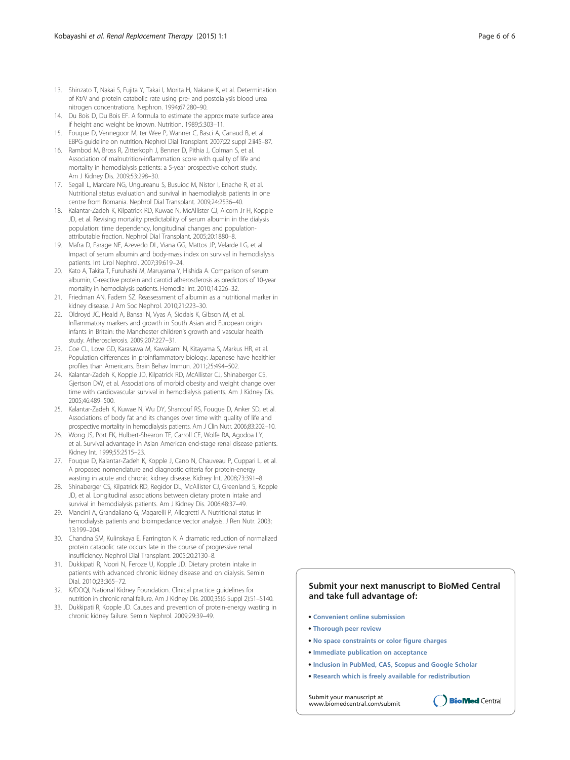13. Shinzato T, Nakai S, Fujita Y, Takai I, Morita H, Nakane K, et al. Determination of Kt/V and protein catabolic rate using pre- and postdialysis blood urea nitrogen concentrations. Nephron. 1994;67:280–90.
14. Du Bois D, Du Bois EF. A formula to estimate the approximate surface area if height and weight be known. Nutrition. 1989;5:303–11.
15. Fouque D, Vennegoor M, ter Wee P, Wanner C, Basci A, Canaud B, et al. EBPG guideline on nutrition. Nephrol Dial Transplant. 2007;22 suppl 2:ii45–87.
16. Rambod M, Bross R, Zitterkoph J, Benner D, Pithia J, Colman S, et al. Association of malnutrition-inflammation score with quality of life and mortality in hemodialysis patients: a 5-year prospective cohort study. Am J Kidney Dis. 2009;53:298–30.
17. Segall L, Mardare NG, Ungureanu S, Busuioc M, Nistor I, Enache R, et al. Nutritional status evaluation and survival in haemodialysis patients in one centre from Romania. Nephrol Dial Transplant. 2009;24:2536–40.
18. Kalantar-Zadeh K, Kilpatrick RD, Kuwae N, McAllister CJ, Alcorn Jr H, Kopple JD, et al. Revising mortality predictability of serum albumin in the dialysis population: time dependency, longitudinal changes and population-attributable fraction. Nephrol Dial Transplant. 2005;20:1880–8.
19. Mafra D, Farage NE, Azevedo DL, Viana GG, Mattos JP, Velarde LG, et al. Impact of serum albumin and body-mass index on survival in hemodialysis patients. Int Urol Nephrol. 2007;39:619–24.
20. Kato A, Takita T, Furuhashi M, Maruyama Y, Hishida A. Comparison of serum albumin, C-reactive protein and carotid atherosclerosis as predictors of 10-year mortality in hemodialysis patients. Hemodial Int. 2010;14:226–32.
21. Friedman AN, Fadem SZ. Reassessment of albumin as a nutritional marker in kidney disease. J Am Soc Nephrol. 2010;21:223–30.
22. Oldroyd JC, Heald A, Bansal N, Vyas A, Siddals K, Gibson M, et al. Inflammatory markers and growth in South Asian and European origin infants in Britain: the Manchester children's growth and vascular health study. Atherosclerosis. 2009;207:227–31.
23. Coe CL, Love GD, Karasawa M, Kawakami N, Kitayama S, Markus HR, et al. Population differences in proinflammatory biology: Japanese have healthier profiles than Americans. Brain Behav Immun. 2011;25:494–502.
24. Kalantar-Zadeh K, Kopple JD, Kilpatrick RD, McAllister CJ, Shinaberger CS, Gjertson DW, et al. Associations of morbid obesity and weight change over time with cardiovascular survival in hemodialysis patients. Am J Kidney Dis. 2005;46:489–500.
25. Kalantar-Zadeh K, Kuwae N, Wu DY, Shantouf RS, Fouque D, Anker SD, et al. Associations of body fat and its changes over time with quality of life and prospective mortality in hemodialysis patients. Am J Clin Nutr. 2006;83:202–10.
26. Wong JS, Port FK, Hulbert-Shearon TE, Carroll CE, Wolfe RA, Agodoa LY, et al. Survival advantage in Asian American end-stage renal disease patients. Kidney Int. 1999;55:2515–23.
27. Fouque D, Kalantar-Zadeh K, Kopple J, Cano N, Chauveau P, Cuppari L, et al. A proposed nomenclature and diagnostic criteria for protein-energy wasting in acute and chronic kidney disease. Kidney Int. 2008;73:391–8.
28. Shinaberger CS, Kilpatrick RD, Regidor DL, McAllister CJ, Greenland S, Kopple JD, et al. Longitudinal associations between dietary protein intake and survival in hemodialysis patients. Am J Kidney Dis. 2006;48:37–49.
29. Mancini A, Grandaliano G, Magarelli P, Allegretti A. Nutritional status in hemodialysis patients and bioimpedance vector analysis. J Ren Nutr. 2003;13:199–204.
30. Chandna SM, Kulinskaya E, Farrington K. A dramatic reduction of normalized protein catabolic rate occurs late in the course of progressive renal insufficiency. Nephrol Dial Transplant. 2005;20:2130–8.
31. Dukkipati R, Noori N, Feroze U, Kopple JD. Dietary protein intake in patients with advanced chronic kidney disease and on dialysis. Semin Dial. 2010;23:365–72.
32. K/DOQI, National Kidney Foundation. Clinical practice guidelines for nutrition in chronic renal failure. Am J Kidney Dis. 2000;35(6 Suppl 2):S1–S140.
33. Dukkipati R, Kopple JD. Causes and prevention of protein-energy wasting in chronic kidney failure. Semin Nephrol. 2009;29:39–49.

**Submit your next manuscript to BioMed Central and take full advantage of:**

- **Convenient online submission**
- **Thorough peer review**
- **No space constraints or color figure charges**
- **Immediate publication on acceptance**
- **Inclusion in PubMed, CAS, Scopus and Google Scholar**
- **Research which is freely available for redistribution**

Submit your manuscript at
www.biomedcentral.com/submit

BioMed Central